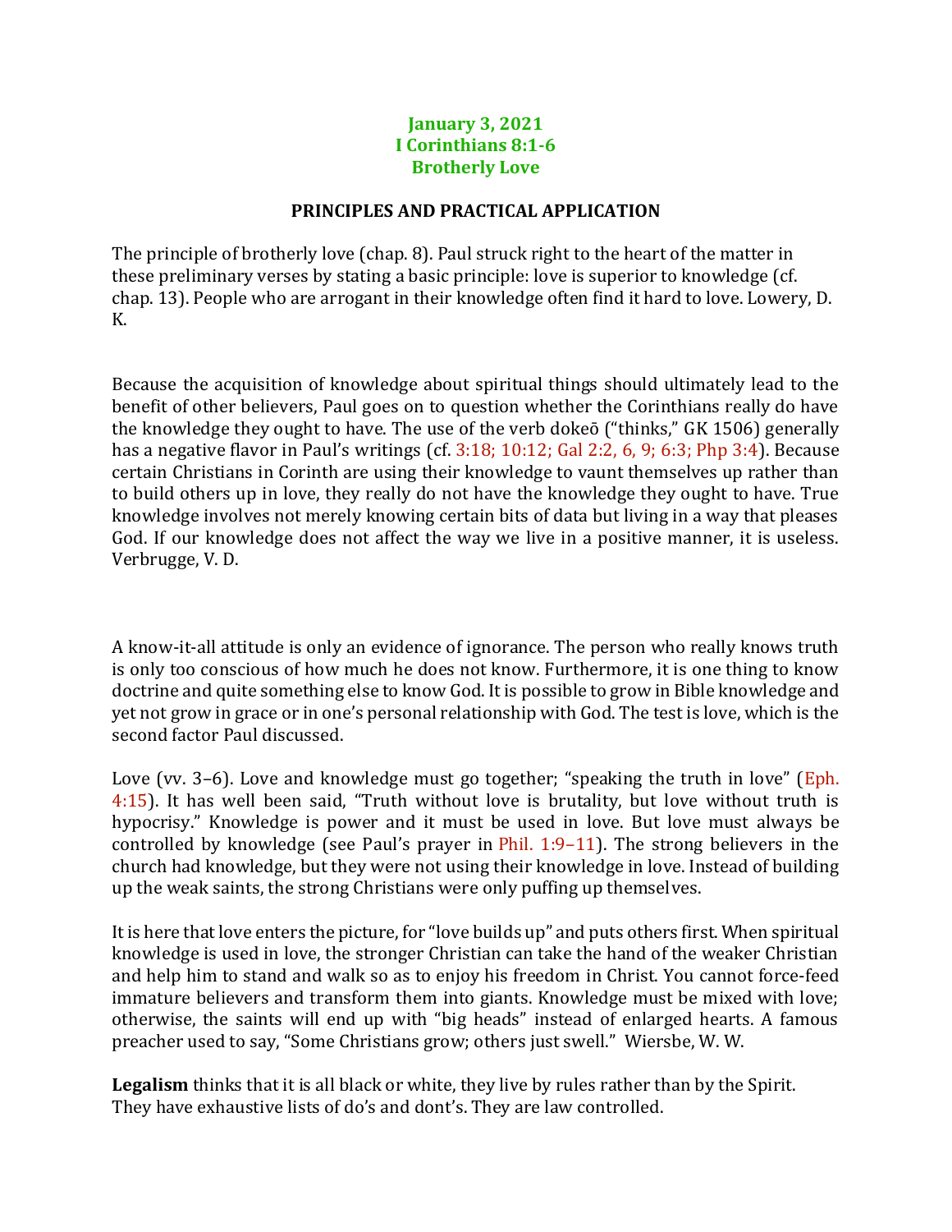**January 3, 2021**
**I Corinthians 8:1-6**
**Brotherly Love**

**PRINCIPLES AND PRACTICAL APPLICATION**

The principle of brotherly love (chap. 8). Paul struck right to the heart of the matter in these preliminary verses by stating a basic principle: love is superior to knowledge (cf. chap. 13). People who are arrogant in their knowledge often find it hard to love. Lowery, D. K.

Because the acquisition of knowledge about spiritual things should ultimately lead to the benefit of other believers, Paul goes on to question whether the Corinthians really do have the knowledge they ought to have. The use of the verb dokeō ("thinks," GK 1506) generally has a negative flavor in Paul's writings (cf. 3:18; 10:12; Gal 2:2, 6, 9; 6:3; Php 3:4). Because certain Christians in Corinth are using their knowledge to vaunt themselves up rather than to build others up in love, they really do not have the knowledge they ought to have. True knowledge involves not merely knowing certain bits of data but living in a way that pleases God. If our knowledge does not affect the way we live in a positive manner, it is useless. Verbrugge, V. D.

A know-it-all attitude is only an evidence of ignorance. The person who really knows truth is only too conscious of how much he does not know. Furthermore, it is one thing to know doctrine and quite something else to know God. It is possible to grow in Bible knowledge and yet not grow in grace or in one's personal relationship with God. The test is love, which is the second factor Paul discussed.

Love (vv. 3–6). Love and knowledge must go together; "speaking the truth in love" (Eph. 4:15). It has well been said, "Truth without love is brutality, but love without truth is hypocrisy." Knowledge is power and it must be used in love. But love must always be controlled by knowledge (see Paul's prayer in Phil. 1:9–11). The strong believers in the church had knowledge, but they were not using their knowledge in love. Instead of building up the weak saints, the strong Christians were only puffing up themselves.

It is here that love enters the picture, for "love builds up" and puts others first. When spiritual knowledge is used in love, the stronger Christian can take the hand of the weaker Christian and help him to stand and walk so as to enjoy his freedom in Christ. You cannot force-feed immature believers and transform them into giants. Knowledge must be mixed with love; otherwise, the saints will end up with "big heads" instead of enlarged hearts. A famous preacher used to say, "Some Christians grow; others just swell." Wiersbe, W. W.

**Legalism** thinks that it is all black or white, they live by rules rather than by the Spirit. They have exhaustive lists of do's and dont's. They are law controlled.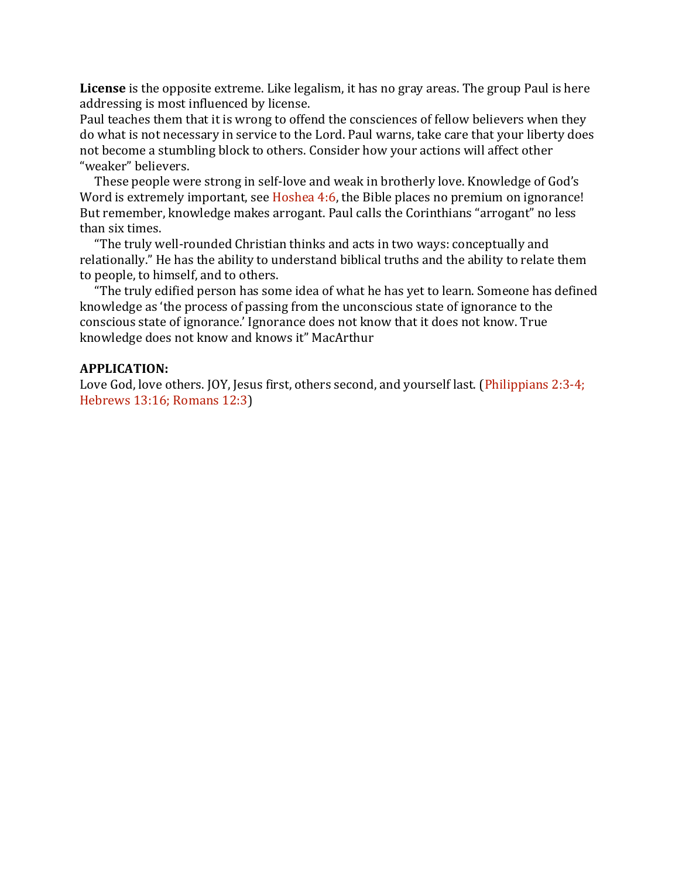**License** is the opposite extreme. Like legalism, it has no gray areas. The group Paul is here addressing is most influenced by license.
Paul teaches them that it is wrong to offend the consciences of fellow believers when they do what is not necessary in service to the Lord. Paul warns, take care that your liberty does not become a stumbling block to others. Consider how your actions will affect other "weaker" believers.

These people were strong in self-love and weak in brotherly love. Knowledge of God's Word is extremely important, see Hoshea 4:6, the Bible places no premium on ignorance! But remember, knowledge makes arrogant. Paul calls the Corinthians "arrogant" no less than six times.

"The truly well-rounded Christian thinks and acts in two ways: conceptually and relationally." He has the ability to understand biblical truths and the ability to relate them to people, to himself, and to others.

"The truly edified person has some idea of what he has yet to learn. Someone has defined knowledge as 'the process of passing from the unconscious state of ignorance to the conscious state of ignorance.' Ignorance does not know that it does not know. True knowledge does not know and knows it" MacArthur

**APPLICATION:**
Love God, love others. JOY, Jesus first, others second, and yourself last. (Philippians 2:3-4; Hebrews 13:16; Romans 12:3)